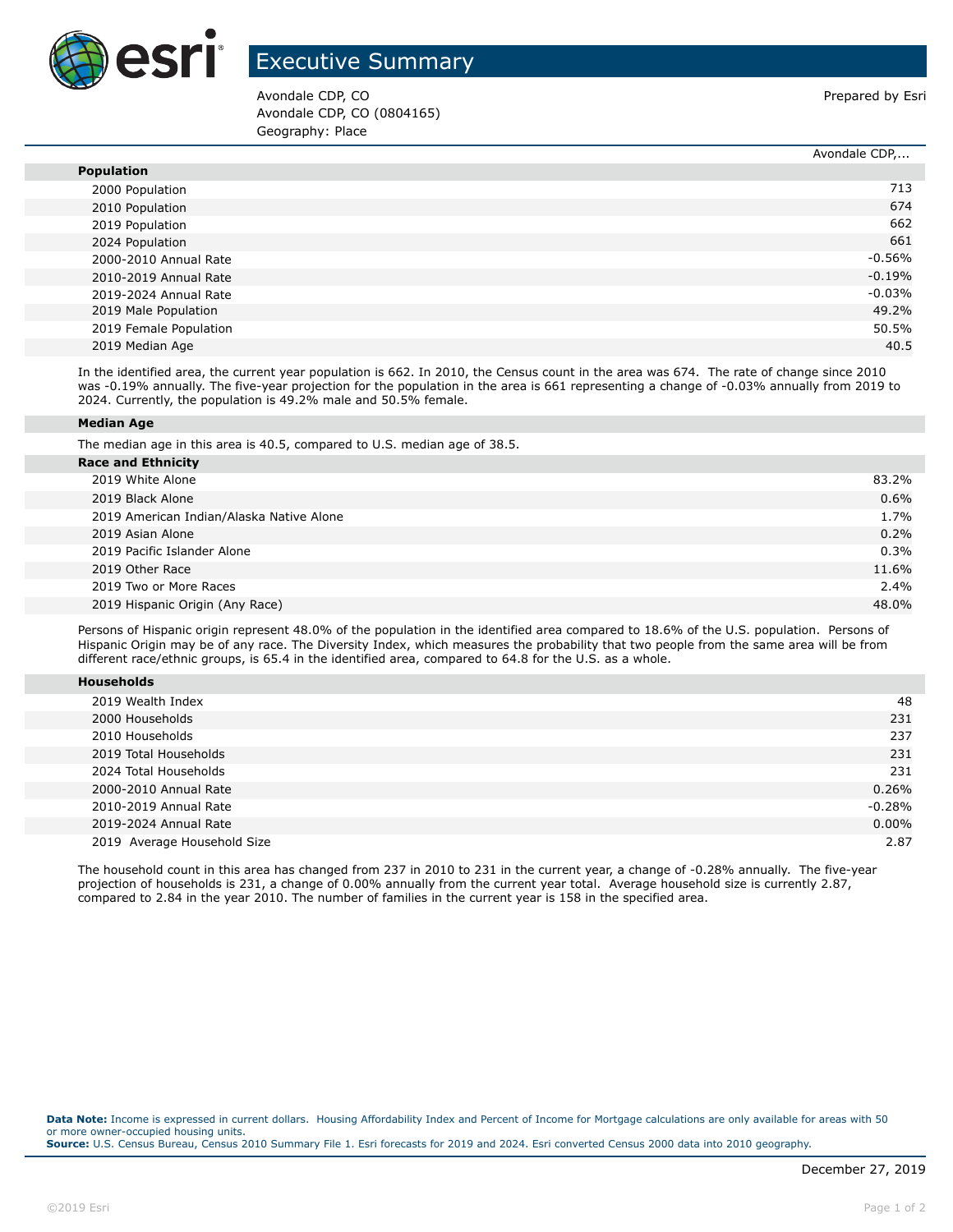# Executive Summary

Avondale CDP, CO
Avondale CDP, CO (0804165)
Geography: Place

Prepared by Esri

| | Avondale CDP,... |
|---|---|
| **Population** | |
| 2000 Population | 713 |
| 2010 Population | 674 |
| 2019 Population | 662 |
| 2024 Population | 661 |
| 2000-2010 Annual Rate | -0.56% |
| 2010-2019 Annual Rate | -0.19% |
| 2019-2024 Annual Rate | -0.03% |
| 2019 Male Population | 49.2% |
| 2019 Female Population | 50.5% |
| 2019 Median Age | 40.5 |

In the identified area, the current year population is 662. In 2010, the Census count in the area was 674. The rate of change since 2010 was -0.19% annually. The five-year projection for the population in the area is 661 representing a change of -0.03% annually from 2019 to 2024. Currently, the population is 49.2% male and 50.5% female.

**Median Age**

The median age in this area is 40.5, compared to U.S. median age of 38.5.

| **Race and Ethnicity** | |
|---|---|
| 2019 White Alone | 83.2% |
| 2019 Black Alone | 0.6% |
| 2019 American Indian/Alaska Native Alone | 1.7% |
| 2019 Asian Alone | 0.2% |
| 2019 Pacific Islander Alone | 0.3% |
| 2019 Other Race | 11.6% |
| 2019 Two or More Races | 2.4% |
| 2019 Hispanic Origin (Any Race) | 48.0% |

Persons of Hispanic origin represent 48.0% of the population in the identified area compared to 18.6% of the U.S. population. Persons of Hispanic Origin may be of any race. The Diversity Index, which measures the probability that two people from the same area will be from different race/ethnic groups, is 65.4 in the identified area, compared to 64.8 for the U.S. as a whole.

| **Households** | |
|---|---|
| 2019 Wealth Index | 48 |
| 2000 Households | 231 |
| 2010 Households | 237 |
| 2019 Total Households | 231 |
| 2024 Total Households | 231 |
| 2000-2010 Annual Rate | 0.26% |
| 2010-2019 Annual Rate | -0.28% |
| 2019-2024 Annual Rate | 0.00% |
| 2019 Average Household Size | 2.87 |

The household count in this area has changed from 237 in 2010 to 231 in the current year, a change of -0.28% annually. The five-year projection of households is 231, a change of 0.00% annually from the current year total. Average household size is currently 2.87, compared to 2.84 in the year 2010. The number of families in the current year is 158 in the specified area.

**Data Note:** Income is expressed in current dollars. Housing Affordability Index and Percent of Income for Mortgage calculations are only available for areas with 50 or more owner-occupied housing units.
**Source:** U.S. Census Bureau, Census 2010 Summary File 1. Esri forecasts for 2019 and 2024. Esri converted Census 2000 data into 2010 geography.

December 27, 2019

©2019 Esri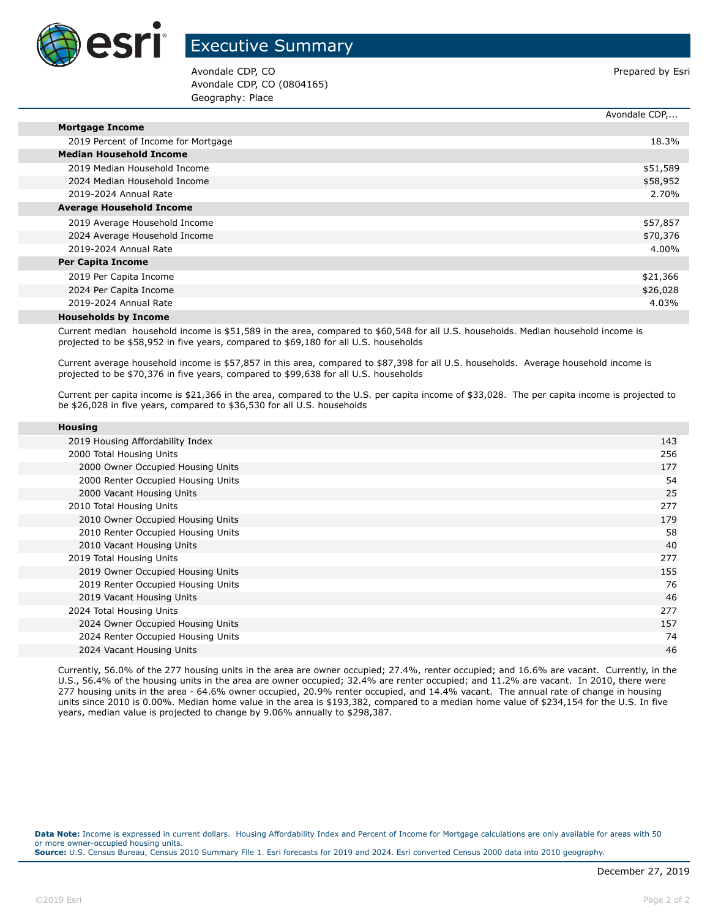# Executive Summary

Avondale CDP, CO
Avondale CDP, CO (0804165)
Geography: Place

Prepared by Esri

| | Avondale CDP,... |
|---|---|
| **Mortgage Income** | |
| 2019 Percent of Income for Mortgage | 18.3% |
| **Median Household Income** | |
| 2019 Median Household Income | $51,589 |
| 2024 Median Household Income | $58,952 |
| 2019-2024 Annual Rate | 2.70% |
| **Average Household Income** | |
| 2019 Average Household Income | $57,857 |
| 2024 Average Household Income | $70,376 |
| 2019-2024 Annual Rate | 4.00% |
| **Per Capita Income** | |
| 2019 Per Capita Income | $21,366 |
| 2024 Per Capita Income | $26,028 |
| 2019-2024 Annual Rate | 4.03% |
| **Households by Income** | |

Current median household income is $51,589 in the area, compared to $60,548 for all U.S. households. Median household income is projected to be $58,952 in five years, compared to $69,180 for all U.S. households

Current average household income is $57,857 in this area, compared to $87,398 for all U.S. households. Average household income is projected to be $70,376 in five years, compared to $99,638 for all U.S. households

Current per capita income is $21,366 in the area, compared to the U.S. per capita income of $33,028. The per capita income is projected to be $26,028 in five years, compared to $36,530 for all U.S. households

| **Housing** | |
|---|---|
| 2019 Housing Affordability Index | 143 |
| 2000 Total Housing Units | 256 |
| 2000 Owner Occupied Housing Units | 177 |
| 2000 Renter Occupied Housing Units | 54 |
| 2000 Vacant Housing Units | 25 |
| 2010 Total Housing Units | 277 |
| 2010 Owner Occupied Housing Units | 179 |
| 2010 Renter Occupied Housing Units | 58 |
| 2010 Vacant Housing Units | 40 |
| 2019 Total Housing Units | 277 |
| 2019 Owner Occupied Housing Units | 155 |
| 2019 Renter Occupied Housing Units | 76 |
| 2019 Vacant Housing Units | 46 |
| 2024 Total Housing Units | 277 |
| 2024 Owner Occupied Housing Units | 157 |
| 2024 Renter Occupied Housing Units | 74 |
| 2024 Vacant Housing Units | 46 |

Currently, 56.0% of the 277 housing units in the area are owner occupied; 27.4%, renter occupied; and 16.6% are vacant. Currently, in the U.S., 56.4% of the housing units in the area are owner occupied; 32.4% are renter occupied; and 11.2% are vacant. In 2010, there were 277 housing units in the area - 64.6% owner occupied, 20.9% renter occupied, and 14.4% vacant. The annual rate of change in housing units since 2010 is 0.00%. Median home value in the area is $193,382, compared to a median home value of $234,154 for the U.S. In five years, median value is projected to change by 9.06% annually to $298,387.

**Data Note:** Income is expressed in current dollars. Housing Affordability Index and Percent of Income for Mortgage calculations are only available for areas with 50 or more owner-occupied housing units.
**Source:** U.S. Census Bureau, Census 2010 Summary File 1. Esri forecasts for 2019 and 2024. Esri converted Census 2000 data into 2010 geography.

December 27, 2019